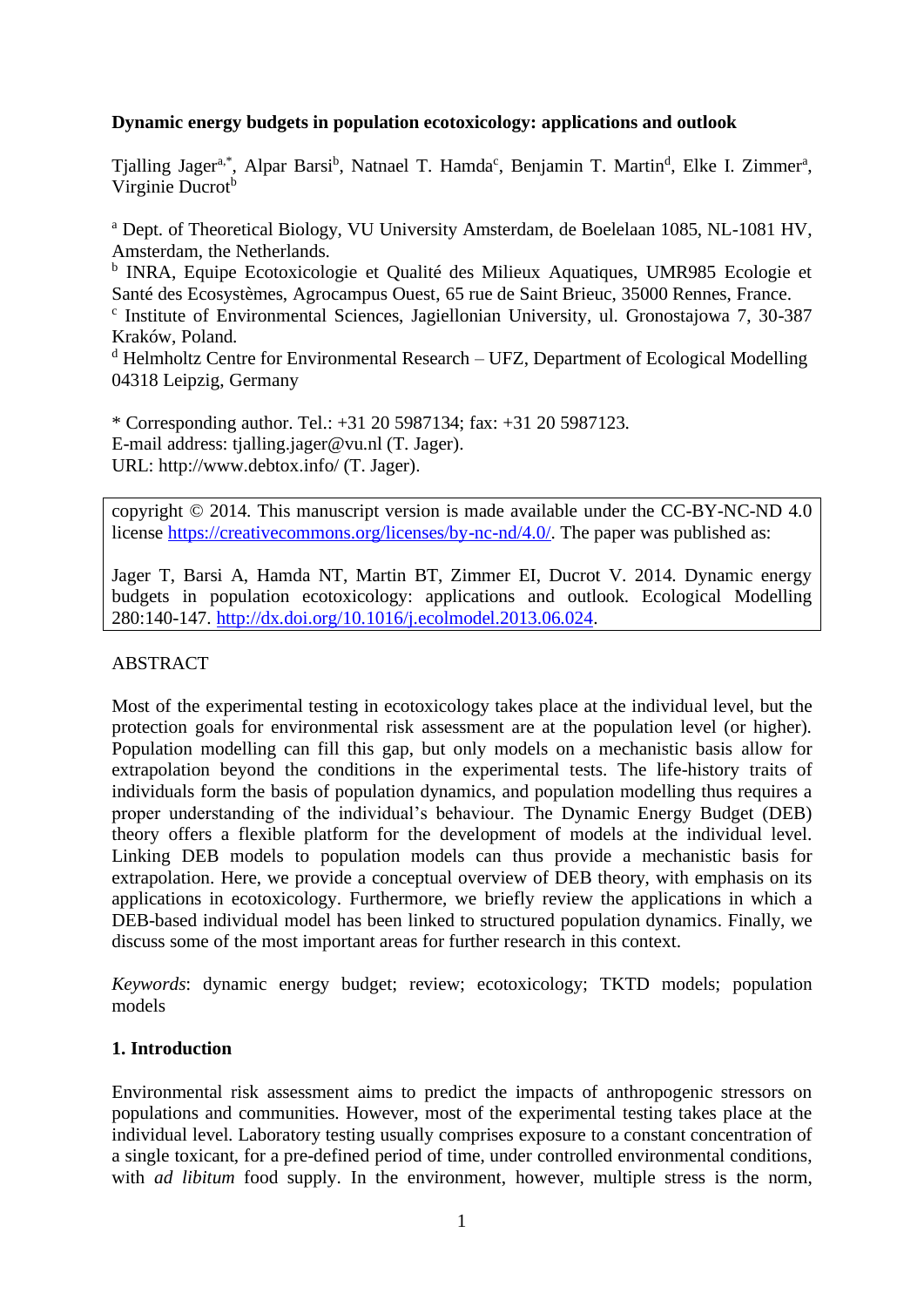**Dynamic energy budgets in population ecotoxicology: applications and outlook**

Tjalling Jager[a,*], Alpar Barsi[b], Natnael T. Hamda[c], Benjamin T. Martin[d], Elke I. Zimmer[a], Virginie Ducrot[b]

[a] Dept. of Theoretical Biology, VU University Amsterdam, de Boelelaan 1085, NL-1081 HV, Amsterdam, the Netherlands.
[b] INRA, Equipe Ecotoxicologie et Qualité des Milieux Aquatiques, UMR985 Ecologie et Santé des Ecosystèmes, Agrocampus Ouest, 65 rue de Saint Brieuc, 35000 Rennes, France.
[c] Institute of Environmental Sciences, Jagiellonian University, ul. Gronostajowa 7, 30-387 Kraków, Poland.
[d] Helmholtz Centre for Environmental Research – UFZ, Department of Ecological Modelling 04318 Leipzig, Germany

\* Corresponding author. Tel.: +31 20 5987134; fax: +31 20 5987123.
E-mail address: tjalling.jager@vu.nl (T. Jager).
URL: http://www.debtox.info/ (T. Jager).

copyright © 2014. This manuscript version is made available under the CC-BY-NC-ND 4.0 license https://creativecommons.org/licenses/by-nc-nd/4.0/. The paper was published as:

Jager T, Barsi A, Hamda NT, Martin BT, Zimmer EI, Ducrot V. 2014. Dynamic energy budgets in population ecotoxicology: applications and outlook. Ecological Modelling 280:140-147. http://dx.doi.org/10.1016/j.ecolmodel.2013.06.024.

ABSTRACT

Most of the experimental testing in ecotoxicology takes place at the individual level, but the protection goals for environmental risk assessment are at the population level (or higher). Population modelling can fill this gap, but only models on a mechanistic basis allow for extrapolation beyond the conditions in the experimental tests. The life-history traits of individuals form the basis of population dynamics, and population modelling thus requires a proper understanding of the individual's behaviour. The Dynamic Energy Budget (DEB) theory offers a flexible platform for the development of models at the individual level. Linking DEB models to population models can thus provide a mechanistic basis for extrapolation. Here, we provide a conceptual overview of DEB theory, with emphasis on its applications in ecotoxicology. Furthermore, we briefly review the applications in which a DEB-based individual model has been linked to structured population dynamics. Finally, we discuss some of the most important areas for further research in this context.

*Keywords*: dynamic energy budget; review; ecotoxicology; TKTD models; population models

**1. Introduction**

Environmental risk assessment aims to predict the impacts of anthropogenic stressors on populations and communities. However, most of the experimental testing takes place at the individual level. Laboratory testing usually comprises exposure to a constant concentration of a single toxicant, for a pre-defined period of time, under controlled environmental conditions, with *ad libitum* food supply. In the environment, however, multiple stress is the norm,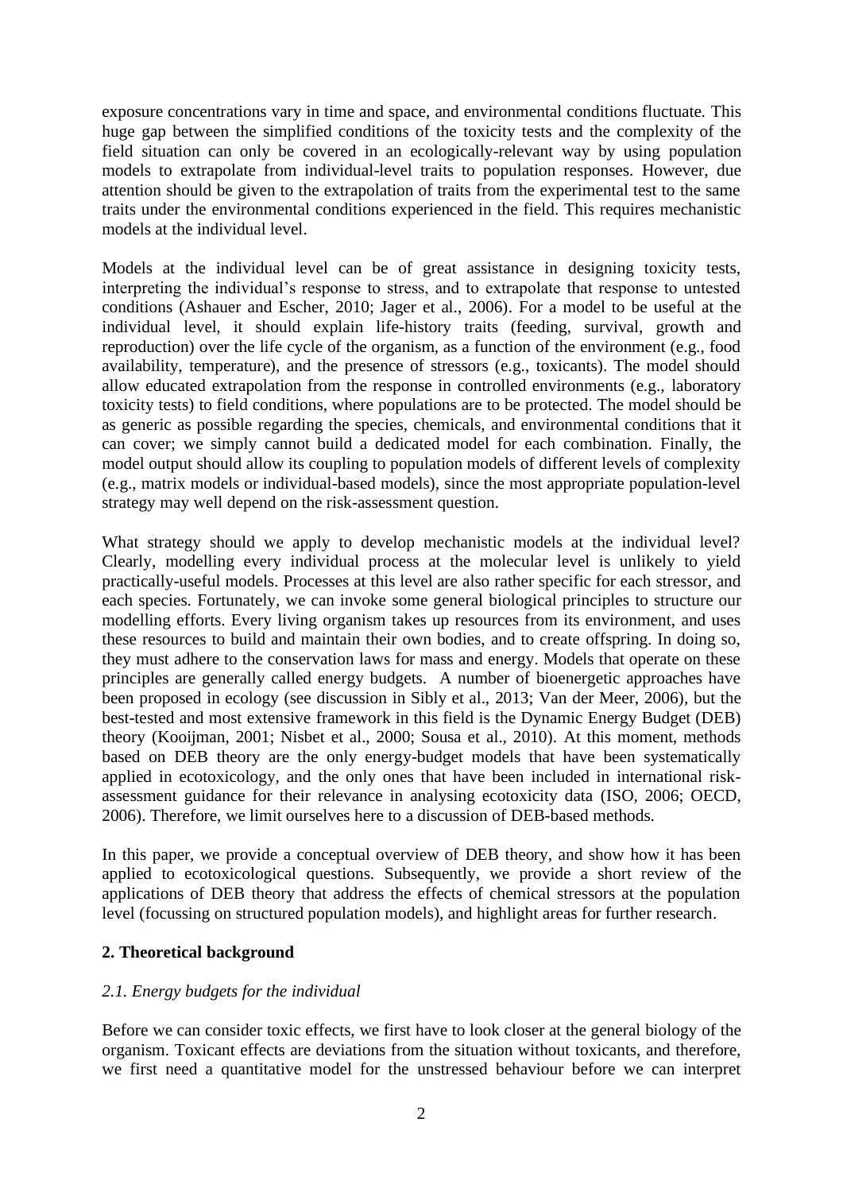exposure concentrations vary in time and space, and environmental conditions fluctuate. This huge gap between the simplified conditions of the toxicity tests and the complexity of the field situation can only be covered in an ecologically-relevant way by using population models to extrapolate from individual-level traits to population responses. However, due attention should be given to the extrapolation of traits from the experimental test to the same traits under the environmental conditions experienced in the field. This requires mechanistic models at the individual level.

Models at the individual level can be of great assistance in designing toxicity tests, interpreting the individual's response to stress, and to extrapolate that response to untested conditions (Ashauer and Escher, 2010; Jager et al., 2006). For a model to be useful at the individual level, it should explain life-history traits (feeding, survival, growth and reproduction) over the life cycle of the organism, as a function of the environment (e.g., food availability, temperature), and the presence of stressors (e.g., toxicants). The model should allow educated extrapolation from the response in controlled environments (e.g., laboratory toxicity tests) to field conditions, where populations are to be protected. The model should be as generic as possible regarding the species, chemicals, and environmental conditions that it can cover; we simply cannot build a dedicated model for each combination. Finally, the model output should allow its coupling to population models of different levels of complexity (e.g., matrix models or individual-based models), since the most appropriate population-level strategy may well depend on the risk-assessment question.

What strategy should we apply to develop mechanistic models at the individual level? Clearly, modelling every individual process at the molecular level is unlikely to yield practically-useful models. Processes at this level are also rather specific for each stressor, and each species. Fortunately, we can invoke some general biological principles to structure our modelling efforts. Every living organism takes up resources from its environment, and uses these resources to build and maintain their own bodies, and to create offspring. In doing so, they must adhere to the conservation laws for mass and energy. Models that operate on these principles are generally called energy budgets. A number of bioenergetic approaches have been proposed in ecology (see discussion in Sibly et al., 2013; Van der Meer, 2006), but the best-tested and most extensive framework in this field is the Dynamic Energy Budget (DEB) theory (Kooijman, 2001; Nisbet et al., 2000; Sousa et al., 2010). At this moment, methods based on DEB theory are the only energy-budget models that have been systematically applied in ecotoxicology, and the only ones that have been included in international risk-assessment guidance for their relevance in analysing ecotoxicity data (ISO, 2006; OECD, 2006). Therefore, we limit ourselves here to a discussion of DEB-based methods.

In this paper, we provide a conceptual overview of DEB theory, and show how it has been applied to ecotoxicological questions. Subsequently, we provide a short review of the applications of DEB theory that address the effects of chemical stressors at the population level (focussing on structured population models), and highlight areas for further research.

## 2. Theoretical background

### *2.1. Energy budgets for the individual*

Before we can consider toxic effects, we first have to look closer at the general biology of the organism. Toxicant effects are deviations from the situation without toxicants, and therefore, we first need a quantitative model for the unstressed behaviour before we can interpret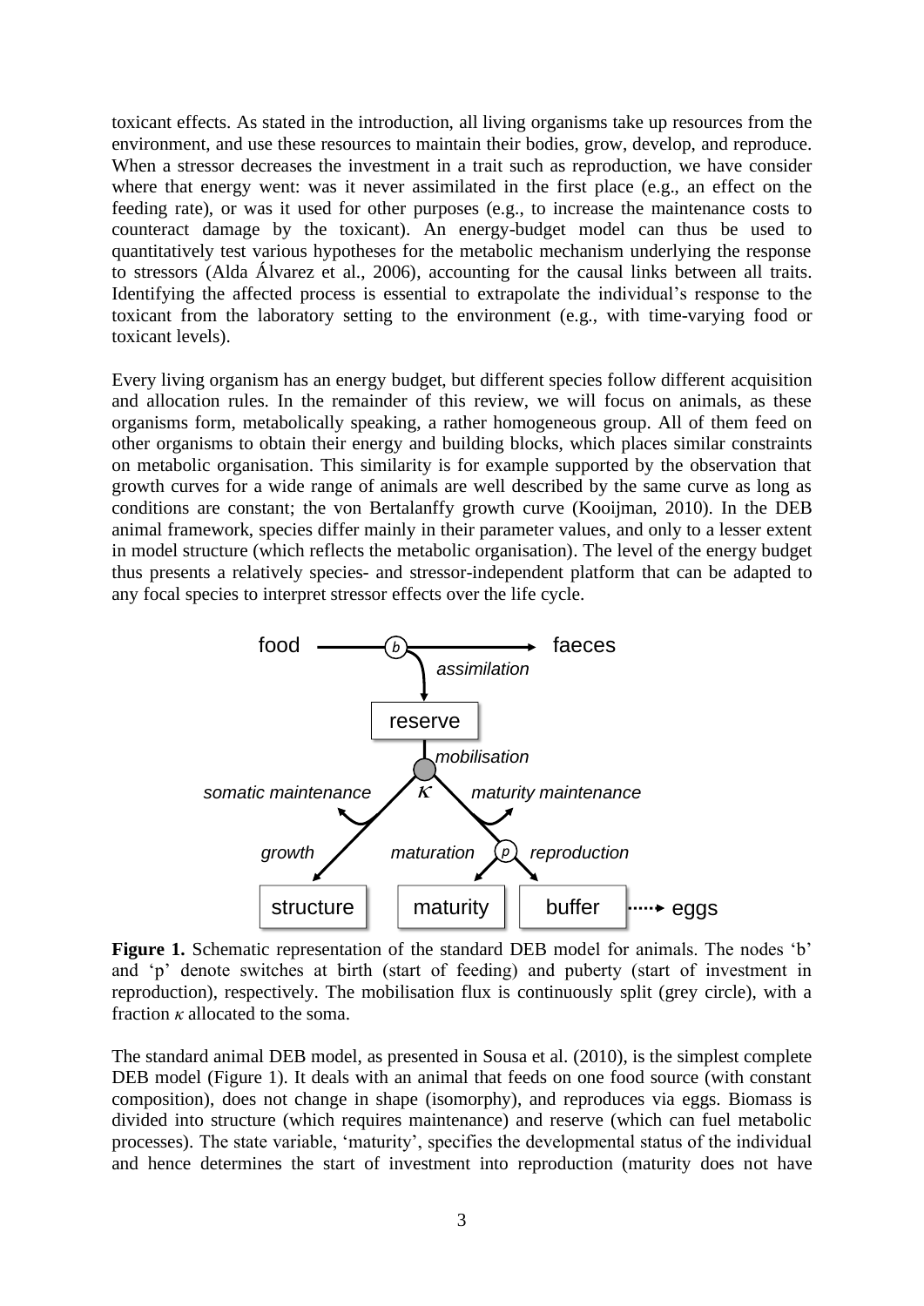toxicant effects. As stated in the introduction, all living organisms take up resources from the environment, and use these resources to maintain their bodies, grow, develop, and reproduce. When a stressor decreases the investment in a trait such as reproduction, we have consider where that energy went: was it never assimilated in the first place (e.g., an effect on the feeding rate), or was it used for other purposes (e.g., to increase the maintenance costs to counteract damage by the toxicant). An energy-budget model can thus be used to quantitatively test various hypotheses for the metabolic mechanism underlying the response to stressors (Alda Álvarez et al., 2006), accounting for the causal links between all traits. Identifying the affected process is essential to extrapolate the individual's response to the toxicant from the laboratory setting to the environment (e.g., with time-varying food or toxicant levels).

Every living organism has an energy budget, but different species follow different acquisition and allocation rules. In the remainder of this review, we will focus on animals, as these organisms form, metabolically speaking, a rather homogeneous group. All of them feed on other organisms to obtain their energy and building blocks, which places similar constraints on metabolic organisation. This similarity is for example supported by the observation that growth curves for a wide range of animals are well described by the same curve as long as conditions are constant; the von Bertalanffy growth curve (Kooijman, 2010). In the DEB animal framework, species differ mainly in their parameter values, and only to a lesser extent in model structure (which reflects the metabolic organisation). The level of the energy budget thus presents a relatively species- and stressor-independent platform that can be adapted to any focal species to interpret stressor effects over the life cycle.

**Figure 1.** Schematic representation of the standard DEB model for animals. The nodes 'b' and 'p' denote switches at birth (start of feeding) and puberty (start of investment in reproduction), respectively. The mobilisation flux is continuously split (grey circle), with a fraction $\kappa$ allocated to the soma.

The standard animal DEB model, as presented in Sousa et al. (2010), is the simplest complete DEB model (Figure 1). It deals with an animal that feeds on one food source (with constant composition), does not change in shape (isomorphy), and reproduces via eggs. Biomass is divided into structure (which requires maintenance) and reserve (which can fuel metabolic processes). The state variable, 'maturity', specifies the developmental status of the individual and hence determines the start of investment into reproduction (maturity does not have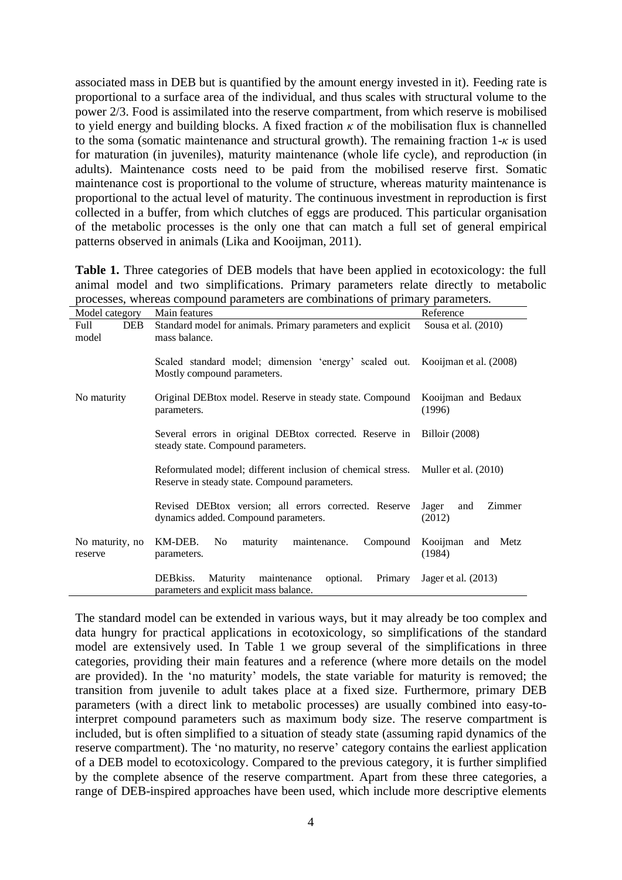associated mass in DEB but is quantified by the amount energy invested in it). Feeding rate is proportional to a surface area of the individual, and thus scales with structural volume to the power 2/3. Food is assimilated into the reserve compartment, from which reserve is mobilised to yield energy and building blocks. A fixed fraction $\kappa$ of the mobilisation flux is channelled to the soma (somatic maintenance and structural growth). The remaining fraction $1-\kappa$ is used for maturation (in juveniles), maturity maintenance (whole life cycle), and reproduction (in adults). Maintenance costs need to be paid from the mobilised reserve first. Somatic maintenance cost is proportional to the volume of structure, whereas maturity maintenance is proportional to the actual level of maturity. The continuous investment in reproduction is first collected in a buffer, from which clutches of eggs are produced. This particular organisation of the metabolic processes is the only one that can match a full set of general empirical patterns observed in animals (Lika and Kooijman, 2011).

**Table 1.** Three categories of DEB models that have been applied in ecotoxicology: the full animal model and two simplifications. Primary parameters relate directly to metabolic processes, whereas compound parameters are combinations of primary parameters.

| Model category | Main features | Reference |
|---|---|---|
| Full DEB model | Standard model for animals. Primary parameters and explicit mass balance. | Sousa et al. (2010) |
| | Scaled standard model; dimension 'energy' scaled out. Mostly compound parameters. | Kooijman et al. (2008) |
| No maturity | Original DEBtox model. Reserve in steady state. Compound parameters. | Kooijman and Bedaux (1996) |
| | Several errors in original DEBtox corrected. Reserve in steady state. Compound parameters. | Billoir (2008) |
| | Reformulated model; different inclusion of chemical stress. Reserve in steady state. Compound parameters. | Muller et al. (2010) |
| | Revised DEBtox version; all errors corrected. Reserve dynamics added. Compound parameters. | Jager and Zimmer (2012) |
| No maturity, no reserve | KM-DEB. No maturity maintenance. Compound parameters. | Kooijman and Metz (1984) |
| | DEBkiss. Maturity maintenance optional. Primary parameters and explicit mass balance. | Jager et al. (2013) |

The standard model can be extended in various ways, but it may already be too complex and data hungry for practical applications in ecotoxicology, so simplifications of the standard model are extensively used. In Table 1 we group several of the simplifications in three categories, providing their main features and a reference (where more details on the model are provided). In the 'no maturity' models, the state variable for maturity is removed; the transition from juvenile to adult takes place at a fixed size. Furthermore, primary DEB parameters (with a direct link to metabolic processes) are usually combined into easy-to-interpret compound parameters such as maximum body size. The reserve compartment is included, but is often simplified to a situation of steady state (assuming rapid dynamics of the reserve compartment). The 'no maturity, no reserve' category contains the earliest application of a DEB model to ecotoxicology. Compared to the previous category, it is further simplified by the complete absence of the reserve compartment. Apart from these three categories, a range of DEB-inspired approaches have been used, which include more descriptive elements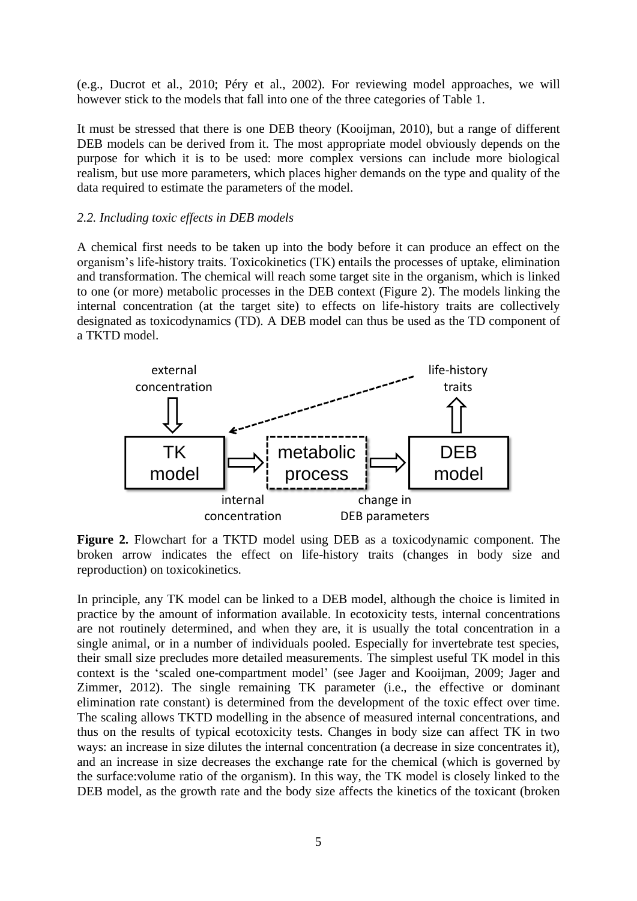(e.g., Ducrot et al., 2010; Péry et al., 2002). For reviewing model approaches, we will however stick to the models that fall into one of the three categories of Table 1.

It must be stressed that there is one DEB theory (Kooijman, 2010), but a range of different DEB models can be derived from it. The most appropriate model obviously depends on the purpose for which it is to be used: more complex versions can include more biological realism, but use more parameters, which places higher demands on the type and quality of the data required to estimate the parameters of the model.

### *2.2. Including toxic effects in DEB models*

A chemical first needs to be taken up into the body before it can produce an effect on the organism's life-history traits. Toxicokinetics (TK) entails the processes of uptake, elimination and transformation. The chemical will reach some target site in the organism, which is linked to one (or more) metabolic processes in the DEB context (Figure 2). The models linking the internal concentration (at the target site) to effects on life-history traits are collectively designated as toxicodynamics (TD). A DEB model can thus be used as the TD component of a TKTD model.

external concentration → TK model → (internal concentration) → metabolic process → (change in DEB parameters) → DEB model → life-history traits

**Figure 2.** Flowchart for a TKTD model using DEB as a toxicodynamic component. The broken arrow indicates the effect on life-history traits (changes in body size and reproduction) on toxicokinetics.

In principle, any TK model can be linked to a DEB model, although the choice is limited in practice by the amount of information available. In ecotoxicity tests, internal concentrations are not routinely determined, and when they are, it is usually the total concentration in a single animal, or in a number of individuals pooled. Especially for invertebrate test species, their small size precludes more detailed measurements. The simplest useful TK model in this context is the 'scaled one-compartment model' (see Jager and Kooijman, 2009; Jager and Zimmer, 2012). The single remaining TK parameter (i.e., the effective or dominant elimination rate constant) is determined from the development of the toxic effect over time. The scaling allows TKTD modelling in the absence of measured internal concentrations, and thus on the results of typical ecotoxicity tests. Changes in body size can affect TK in two ways: an increase in size dilutes the internal concentration (a decrease in size concentrates it), and an increase in size decreases the exchange rate for the chemical (which is governed by the surface:volume ratio of the organism). In this way, the TK model is closely linked to the DEB model, as the growth rate and the body size affects the kinetics of the toxicant (broken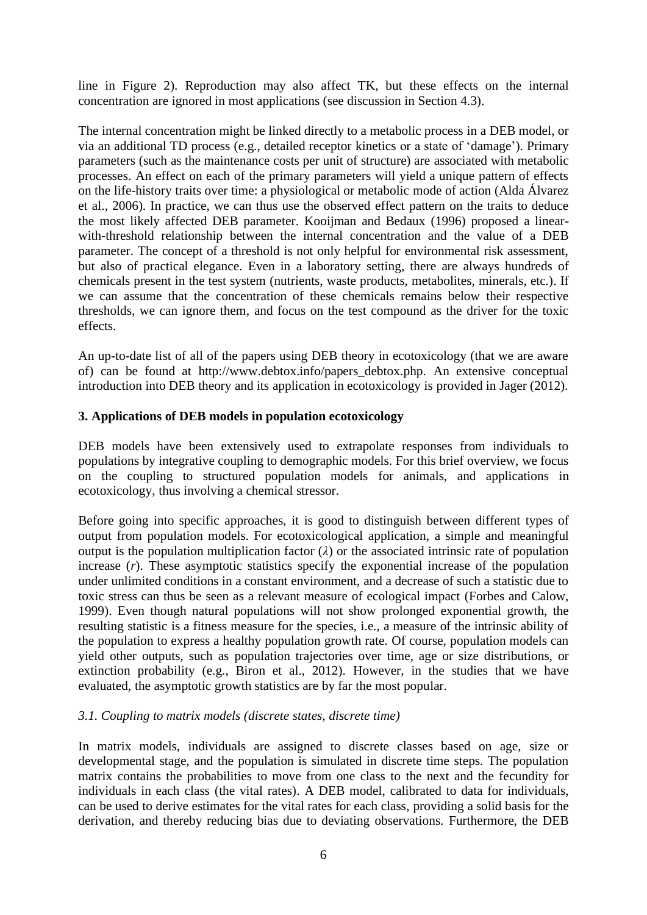line in Figure 2). Reproduction may also affect TK, but these effects on the internal concentration are ignored in most applications (see discussion in Section 4.3).

The internal concentration might be linked directly to a metabolic process in a DEB model, or via an additional TD process (e.g., detailed receptor kinetics or a state of 'damage'). Primary parameters (such as the maintenance costs per unit of structure) are associated with metabolic processes. An effect on each of the primary parameters will yield a unique pattern of effects on the life-history traits over time: a physiological or metabolic mode of action (Alda Álvarez et al., 2006). In practice, we can thus use the observed effect pattern on the traits to deduce the most likely affected DEB parameter. Kooijman and Bedaux (1996) proposed a linear-with-threshold relationship between the internal concentration and the value of a DEB parameter. The concept of a threshold is not only helpful for environmental risk assessment, but also of practical elegance. Even in a laboratory setting, there are always hundreds of chemicals present in the test system (nutrients, waste products, metabolites, minerals, etc.). If we can assume that the concentration of these chemicals remains below their respective thresholds, we can ignore them, and focus on the test compound as the driver for the toxic effects.

An up-to-date list of all of the papers using DEB theory in ecotoxicology (that we are aware of) can be found at http://www.debtox.info/papers_debtox.php. An extensive conceptual introduction into DEB theory and its application in ecotoxicology is provided in Jager (2012).

## 3. Applications of DEB models in population ecotoxicology

DEB models have been extensively used to extrapolate responses from individuals to populations by integrative coupling to demographic models. For this brief overview, we focus on the coupling to structured population models for animals, and applications in ecotoxicology, thus involving a chemical stressor.

Before going into specific approaches, it is good to distinguish between different types of output from population models. For ecotoxicological application, a simple and meaningful output is the population multiplication factor ($\lambda$) or the associated intrinsic rate of population increase ($r$). These asymptotic statistics specify the exponential increase of the population under unlimited conditions in a constant environment, and a decrease of such a statistic due to toxic stress can thus be seen as a relevant measure of ecological impact (Forbes and Calow, 1999). Even though natural populations will not show prolonged exponential growth, the resulting statistic is a fitness measure for the species, i.e., a measure of the intrinsic ability of the population to express a healthy population growth rate. Of course, population models can yield other outputs, such as population trajectories over time, age or size distributions, or extinction probability (e.g., Biron et al., 2012). However, in the studies that we have evaluated, the asymptotic growth statistics are by far the most popular.

### *3.1. Coupling to matrix models (discrete states, discrete time)*

In matrix models, individuals are assigned to discrete classes based on age, size or developmental stage, and the population is simulated in discrete time steps. The population matrix contains the probabilities to move from one class to the next and the fecundity for individuals in each class (the vital rates). A DEB model, calibrated to data for individuals, can be used to derive estimates for the vital rates for each class, providing a solid basis for the derivation, and thereby reducing bias due to deviating observations. Furthermore, the DEB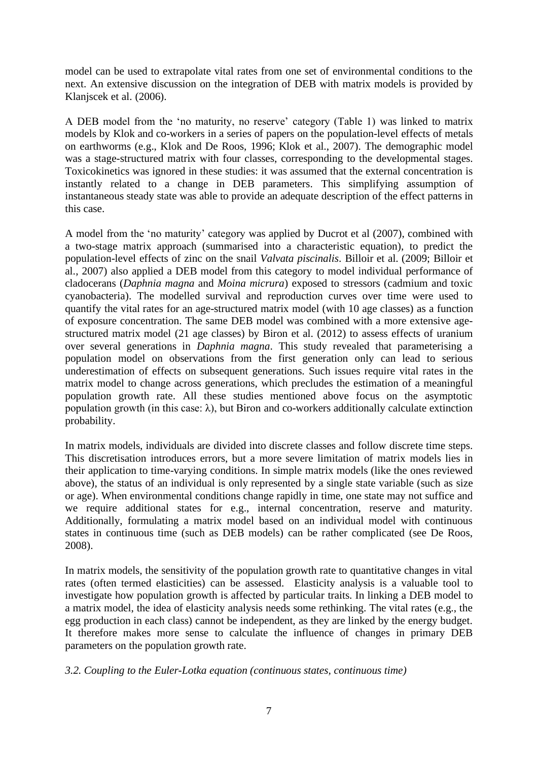model can be used to extrapolate vital rates from one set of environmental conditions to the next. An extensive discussion on the integration of DEB with matrix models is provided by Klanjscek et al. (2006).

A DEB model from the 'no maturity, no reserve' category (Table 1) was linked to matrix models by Klok and co-workers in a series of papers on the population-level effects of metals on earthworms (e.g., Klok and De Roos, 1996; Klok et al., 2007). The demographic model was a stage-structured matrix with four classes, corresponding to the developmental stages. Toxicokinetics was ignored in these studies: it was assumed that the external concentration is instantly related to a change in DEB parameters. This simplifying assumption of instantaneous steady state was able to provide an adequate description of the effect patterns in this case.

A model from the 'no maturity' category was applied by Ducrot et al (2007), combined with a two-stage matrix approach (summarised into a characteristic equation), to predict the population-level effects of zinc on the snail *Valvata piscinalis*. Billoir et al. (2009; Billoir et al., 2007) also applied a DEB model from this category to model individual performance of cladocerans (*Daphnia magna* and *Moina micrura*) exposed to stressors (cadmium and toxic cyanobacteria). The modelled survival and reproduction curves over time were used to quantify the vital rates for an age-structured matrix model (with 10 age classes) as a function of exposure concentration. The same DEB model was combined with a more extensive age-structured matrix model (21 age classes) by Biron et al. (2012) to assess effects of uranium over several generations in *Daphnia magna*. This study revealed that parameterising a population model on observations from the first generation only can lead to serious underestimation of effects on subsequent generations. Such issues require vital rates in the matrix model to change across generations, which precludes the estimation of a meaningful population growth rate. All these studies mentioned above focus on the asymptotic population growth (in this case: $\lambda$), but Biron and co-workers additionally calculate extinction probability.

In matrix models, individuals are divided into discrete classes and follow discrete time steps. This discretisation introduces errors, but a more severe limitation of matrix models lies in their application to time-varying conditions. In simple matrix models (like the ones reviewed above), the status of an individual is only represented by a single state variable (such as size or age). When environmental conditions change rapidly in time, one state may not suffice and we require additional states for e.g., internal concentration, reserve and maturity. Additionally, formulating a matrix model based on an individual model with continuous states in continuous time (such as DEB models) can be rather complicated (see De Roos, 2008).

In matrix models, the sensitivity of the population growth rate to quantitative changes in vital rates (often termed elasticities) can be assessed. Elasticity analysis is a valuable tool to investigate how population growth is affected by particular traits. In linking a DEB model to a matrix model, the idea of elasticity analysis needs some rethinking. The vital rates (e.g., the egg production in each class) cannot be independent, as they are linked by the energy budget. It therefore makes more sense to calculate the influence of changes in primary DEB parameters on the population growth rate.

### *3.2. Coupling to the Euler-Lotka equation (continuous states, continuous time)*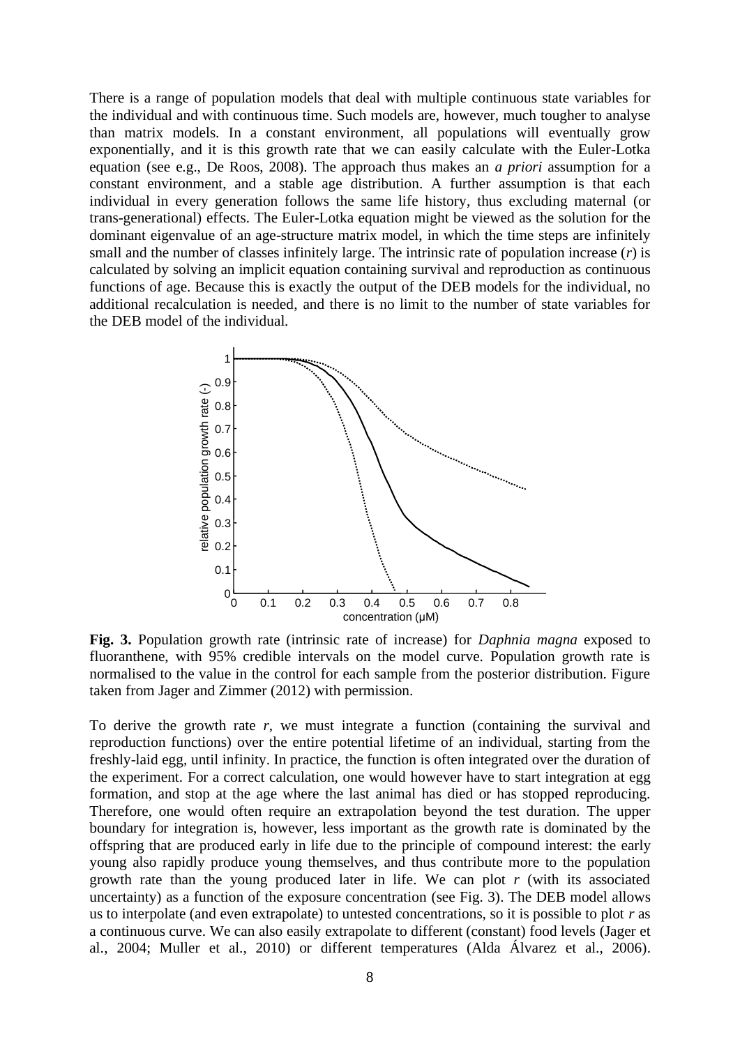There is a range of population models that deal with multiple continuous state variables for the individual and with continuous time. Such models are, however, much tougher to analyse than matrix models. In a constant environment, all populations will eventually grow exponentially, and it is this growth rate that we can easily calculate with the Euler-Lotka equation (see e.g., De Roos, 2008). The approach thus makes an *a priori* assumption for a constant environment, and a stable age distribution. A further assumption is that each individual in every generation follows the same life history, thus excluding maternal (or trans-generational) effects. The Euler-Lotka equation might be viewed as the solution for the dominant eigenvalue of an age-structure matrix model, in which the time steps are infinitely small and the number of classes infinitely large. The intrinsic rate of population increase ($r$) is calculated by solving an implicit equation containing survival and reproduction as continuous functions of age. Because this is exactly the output of the DEB models for the individual, no additional recalculation is needed, and there is no limit to the number of state variables for the DEB model of the individual.

**Fig. 3.** Population growth rate (intrinsic rate of increase) for *Daphnia magna* exposed to fluoranthene, with 95% credible intervals on the model curve. Population growth rate is normalised to the value in the control for each sample from the posterior distribution. Figure taken from Jager and Zimmer (2012) with permission.

To derive the growth rate $r$, we must integrate a function (containing the survival and reproduction functions) over the entire potential lifetime of an individual, starting from the freshly-laid egg, until infinity. In practice, the function is often integrated over the duration of the experiment. For a correct calculation, one would however have to start integration at egg formation, and stop at the age where the last animal has died or has stopped reproducing. Therefore, one would often require an extrapolation beyond the test duration. The upper boundary for integration is, however, less important as the growth rate is dominated by the offspring that are produced early in life due to the principle of compound interest: the early young also rapidly produce young themselves, and thus contribute more to the population growth rate than the young produced later in life. We can plot $r$ (with its associated uncertainty) as a function of the exposure concentration (see Fig. 3). The DEB model allows us to interpolate (and even extrapolate) to untested concentrations, so it is possible to plot $r$ as a continuous curve. We can also easily extrapolate to different (constant) food levels (Jager et al., 2004; Muller et al., 2010) or different temperatures (Alda Álvarez et al., 2006).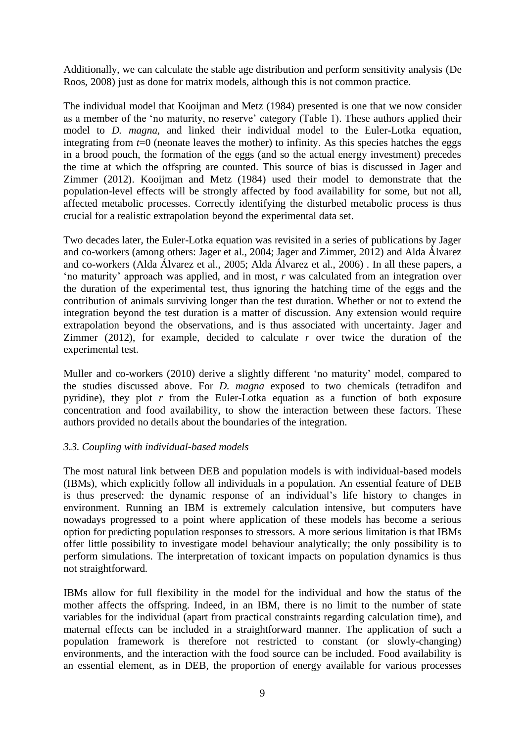Additionally, we can calculate the stable age distribution and perform sensitivity analysis (De Roos, 2008) just as done for matrix models, although this is not common practice.

The individual model that Kooijman and Metz (1984) presented is one that we now consider as a member of the 'no maturity, no reserve' category (Table 1). These authors applied their model to *D. magna*, and linked their individual model to the Euler-Lotka equation, integrating from $t$=0 (neonate leaves the mother) to infinity. As this species hatches the eggs in a brood pouch, the formation of the eggs (and so the actual energy investment) precedes the time at which the offspring are counted. This source of bias is discussed in Jager and Zimmer (2012). Kooijman and Metz (1984) used their model to demonstrate that the population-level effects will be strongly affected by food availability for some, but not all, affected metabolic processes. Correctly identifying the disturbed metabolic process is thus crucial for a realistic extrapolation beyond the experimental data set.

Two decades later, the Euler-Lotka equation was revisited in a series of publications by Jager and co-workers (among others: Jager et al., 2004; Jager and Zimmer, 2012) and Alda Álvarez and co-workers (Alda Álvarez et al., 2005; Alda Álvarez et al., 2006) . In all these papers, a 'no maturity' approach was applied, and in most, $r$ was calculated from an integration over the duration of the experimental test, thus ignoring the hatching time of the eggs and the contribution of animals surviving longer than the test duration. Whether or not to extend the integration beyond the test duration is a matter of discussion. Any extension would require extrapolation beyond the observations, and is thus associated with uncertainty. Jager and Zimmer (2012), for example, decided to calculate $r$ over twice the duration of the experimental test.

Muller and co-workers (2010) derive a slightly different 'no maturity' model, compared to the studies discussed above. For *D. magna* exposed to two chemicals (tetradifon and pyridine), they plot $r$ from the Euler-Lotka equation as a function of both exposure concentration and food availability, to show the interaction between these factors. These authors provided no details about the boundaries of the integration.

### *3.3. Coupling with individual-based models*

The most natural link between DEB and population models is with individual-based models (IBMs), which explicitly follow all individuals in a population. An essential feature of DEB is thus preserved: the dynamic response of an individual's life history to changes in environment. Running an IBM is extremely calculation intensive, but computers have nowadays progressed to a point where application of these models has become a serious option for predicting population responses to stressors. A more serious limitation is that IBMs offer little possibility to investigate model behaviour analytically; the only possibility is to perform simulations. The interpretation of toxicant impacts on population dynamics is thus not straightforward.

IBMs allow for full flexibility in the model for the individual and how the status of the mother affects the offspring. Indeed, in an IBM, there is no limit to the number of state variables for the individual (apart from practical constraints regarding calculation time), and maternal effects can be included in a straightforward manner. The application of such a population framework is therefore not restricted to constant (or slowly-changing) environments, and the interaction with the food source can be included. Food availability is an essential element, as in DEB, the proportion of energy available for various processes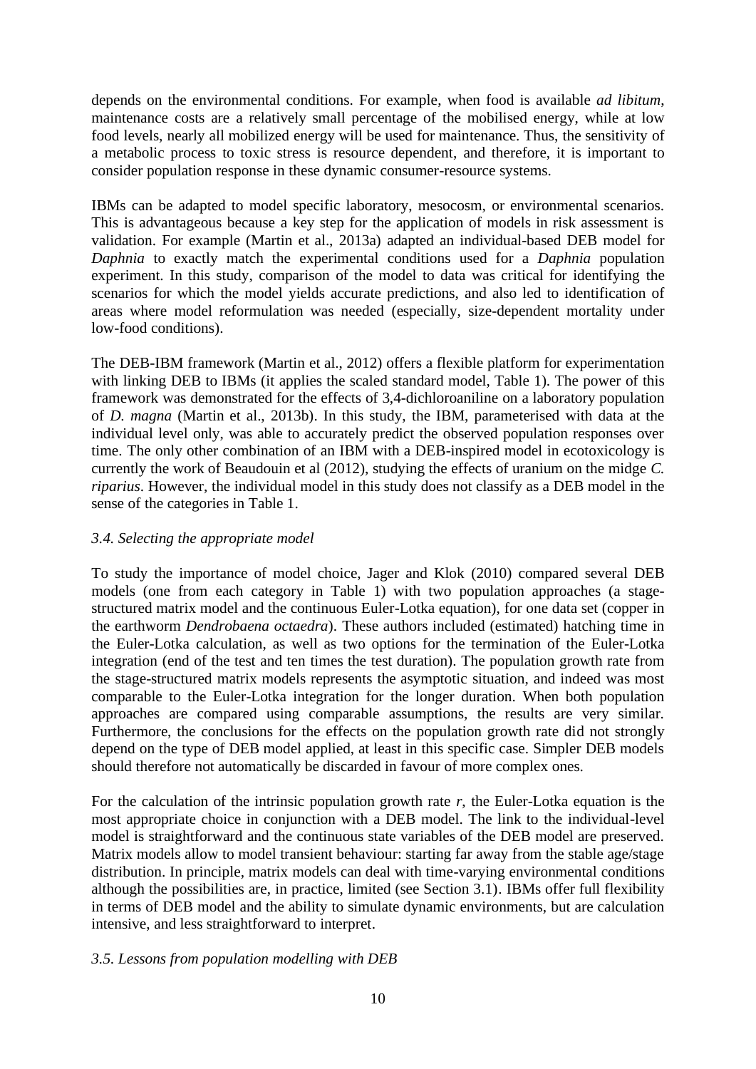depends on the environmental conditions. For example, when food is available *ad libitum*, maintenance costs are a relatively small percentage of the mobilised energy, while at low food levels, nearly all mobilized energy will be used for maintenance. Thus, the sensitivity of a metabolic process to toxic stress is resource dependent, and therefore, it is important to consider population response in these dynamic consumer-resource systems.

IBMs can be adapted to model specific laboratory, mesocosm, or environmental scenarios. This is advantageous because a key step for the application of models in risk assessment is validation. For example (Martin et al., 2013a) adapted an individual-based DEB model for *Daphnia* to exactly match the experimental conditions used for a *Daphnia* population experiment. In this study, comparison of the model to data was critical for identifying the scenarios for which the model yields accurate predictions, and also led to identification of areas where model reformulation was needed (especially, size-dependent mortality under low-food conditions).

The DEB-IBM framework (Martin et al., 2012) offers a flexible platform for experimentation with linking DEB to IBMs (it applies the scaled standard model, Table 1). The power of this framework was demonstrated for the effects of 3,4-dichloroaniline on a laboratory population of *D. magna* (Martin et al., 2013b). In this study, the IBM, parameterised with data at the individual level only, was able to accurately predict the observed population responses over time. The only other combination of an IBM with a DEB-inspired model in ecotoxicology is currently the work of Beaudouin et al (2012), studying the effects of uranium on the midge *C. riparius*. However, the individual model in this study does not classify as a DEB model in the sense of the categories in Table 1.

### *3.4. Selecting the appropriate model*

To study the importance of model choice, Jager and Klok (2010) compared several DEB models (one from each category in Table 1) with two population approaches (a stage-structured matrix model and the continuous Euler-Lotka equation), for one data set (copper in the earthworm *Dendrobaena octaedra*). These authors included (estimated) hatching time in the Euler-Lotka calculation, as well as two options for the termination of the Euler-Lotka integration (end of the test and ten times the test duration). The population growth rate from the stage-structured matrix models represents the asymptotic situation, and indeed was most comparable to the Euler-Lotka integration for the longer duration. When both population approaches are compared using comparable assumptions, the results are very similar. Furthermore, the conclusions for the effects on the population growth rate did not strongly depend on the type of DEB model applied, at least in this specific case. Simpler DEB models should therefore not automatically be discarded in favour of more complex ones.

For the calculation of the intrinsic population growth rate $r$, the Euler-Lotka equation is the most appropriate choice in conjunction with a DEB model. The link to the individual-level model is straightforward and the continuous state variables of the DEB model are preserved. Matrix models allow to model transient behaviour: starting far away from the stable age/stage distribution. In principle, matrix models can deal with time-varying environmental conditions although the possibilities are, in practice, limited (see Section 3.1). IBMs offer full flexibility in terms of DEB model and the ability to simulate dynamic environments, but are calculation intensive, and less straightforward to interpret.

### *3.5. Lessons from population modelling with DEB*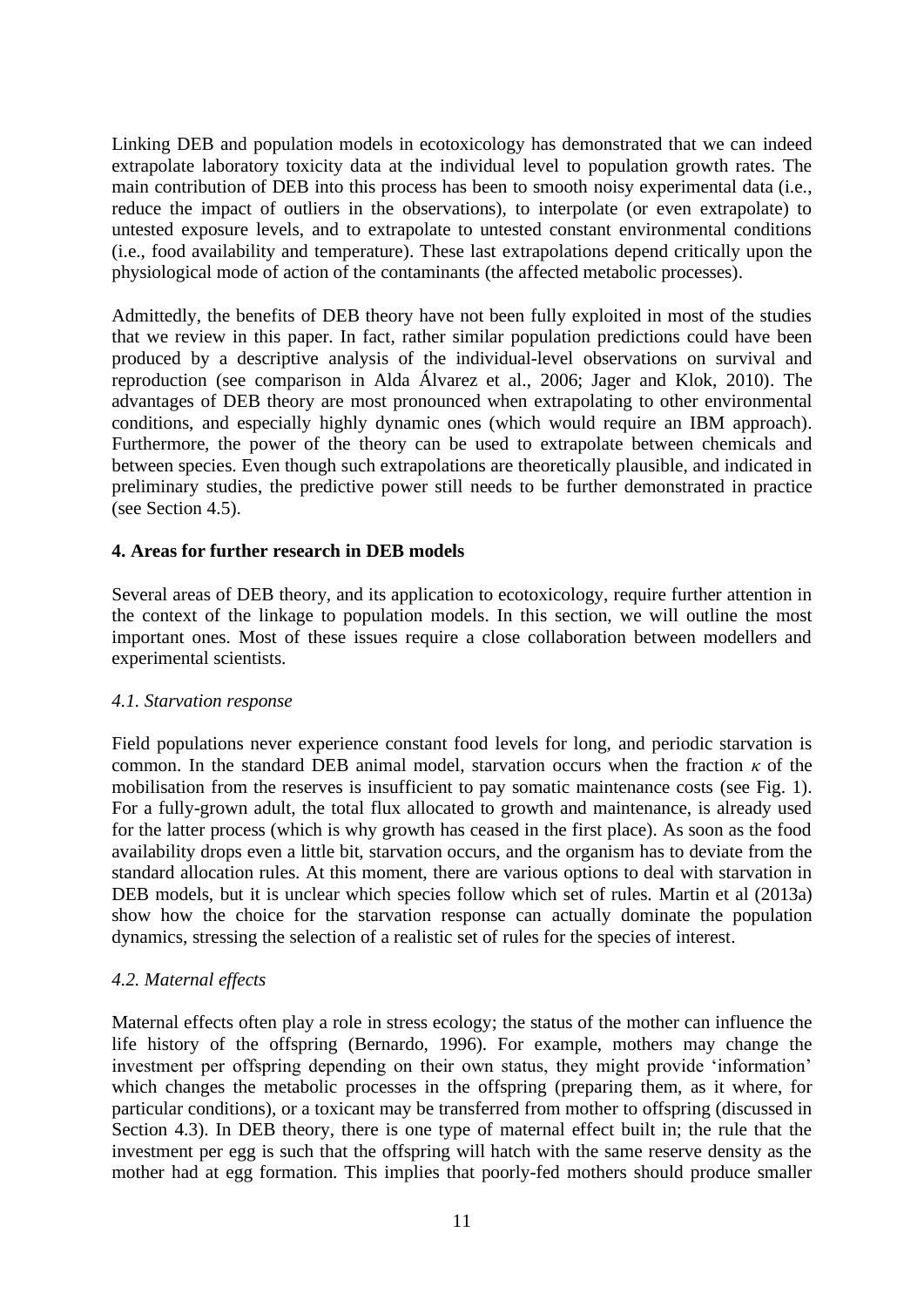Linking DEB and population models in ecotoxicology has demonstrated that we can indeed extrapolate laboratory toxicity data at the individual level to population growth rates. The main contribution of DEB into this process has been to smooth noisy experimental data (i.e., reduce the impact of outliers in the observations), to interpolate (or even extrapolate) to untested exposure levels, and to extrapolate to untested constant environmental conditions (i.e., food availability and temperature). These last extrapolations depend critically upon the physiological mode of action of the contaminants (the affected metabolic processes).

Admittedly, the benefits of DEB theory have not been fully exploited in most of the studies that we review in this paper. In fact, rather similar population predictions could have been produced by a descriptive analysis of the individual-level observations on survival and reproduction (see comparison in Alda Álvarez et al., 2006; Jager and Klok, 2010). The advantages of DEB theory are most pronounced when extrapolating to other environmental conditions, and especially highly dynamic ones (which would require an IBM approach). Furthermore, the power of the theory can be used to extrapolate between chemicals and between species. Even though such extrapolations are theoretically plausible, and indicated in preliminary studies, the predictive power still needs to be further demonstrated in practice (see Section 4.5).

## 4. Areas for further research in DEB models

Several areas of DEB theory, and its application to ecotoxicology, require further attention in the context of the linkage to population models. In this section, we will outline the most important ones. Most of these issues require a close collaboration between modellers and experimental scientists.

### *4.1. Starvation response*

Field populations never experience constant food levels for long, and periodic starvation is common. In the standard DEB animal model, starvation occurs when the fraction $\kappa$ of the mobilisation from the reserves is insufficient to pay somatic maintenance costs (see Fig. 1). For a fully-grown adult, the total flux allocated to growth and maintenance, is already used for the latter process (which is why growth has ceased in the first place). As soon as the food availability drops even a little bit, starvation occurs, and the organism has to deviate from the standard allocation rules. At this moment, there are various options to deal with starvation in DEB models, but it is unclear which species follow which set of rules. Martin et al (2013a) show how the choice for the starvation response can actually dominate the population dynamics, stressing the selection of a realistic set of rules for the species of interest.

### *4.2. Maternal effects*

Maternal effects often play a role in stress ecology; the status of the mother can influence the life history of the offspring (Bernardo, 1996). For example, mothers may change the investment per offspring depending on their own status, they might provide 'information' which changes the metabolic processes in the offspring (preparing them, as it where, for particular conditions), or a toxicant may be transferred from mother to offspring (discussed in Section 4.3). In DEB theory, there is one type of maternal effect built in; the rule that the investment per egg is such that the offspring will hatch with the same reserve density as the mother had at egg formation. This implies that poorly-fed mothers should produce smaller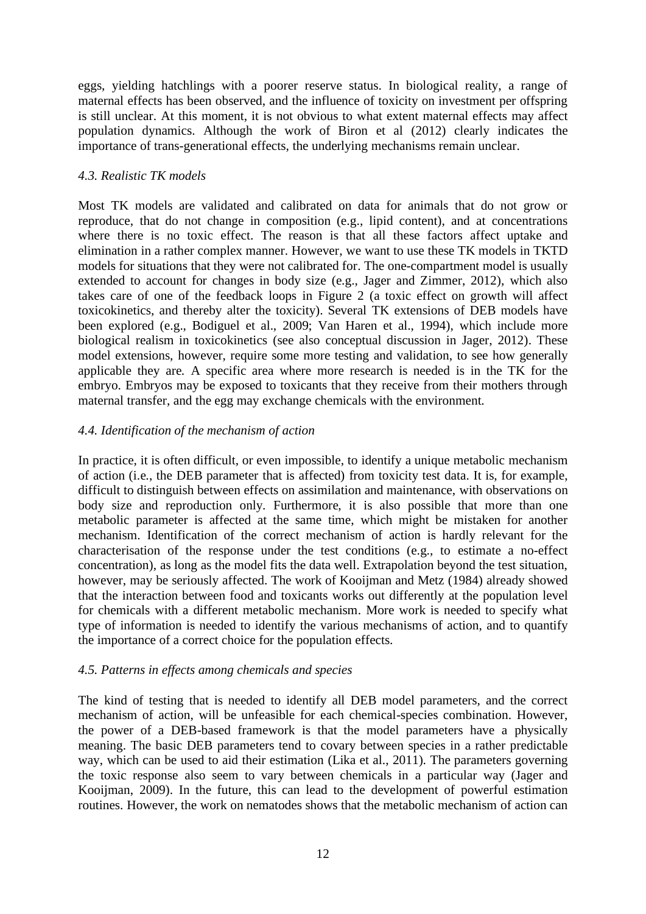eggs, yielding hatchlings with a poorer reserve status. In biological reality, a range of maternal effects has been observed, and the influence of toxicity on investment per offspring is still unclear. At this moment, it is not obvious to what extent maternal effects may affect population dynamics. Although the work of Biron et al (2012) clearly indicates the importance of trans-generational effects, the underlying mechanisms remain unclear.

### *4.3. Realistic TK models*

Most TK models are validated and calibrated on data for animals that do not grow or reproduce, that do not change in composition (e.g., lipid content), and at concentrations where there is no toxic effect. The reason is that all these factors affect uptake and elimination in a rather complex manner. However, we want to use these TK models in TKTD models for situations that they were not calibrated for. The one-compartment model is usually extended to account for changes in body size (e.g., Jager and Zimmer, 2012), which also takes care of one of the feedback loops in Figure 2 (a toxic effect on growth will affect toxicokinetics, and thereby alter the toxicity). Several TK extensions of DEB models have been explored (e.g., Bodiguel et al., 2009; Van Haren et al., 1994), which include more biological realism in toxicokinetics (see also conceptual discussion in Jager, 2012). These model extensions, however, require some more testing and validation, to see how generally applicable they are. A specific area where more research is needed is in the TK for the embryo. Embryos may be exposed to toxicants that they receive from their mothers through maternal transfer, and the egg may exchange chemicals with the environment.

### *4.4. Identification of the mechanism of action*

In practice, it is often difficult, or even impossible, to identify a unique metabolic mechanism of action (i.e., the DEB parameter that is affected) from toxicity test data. It is, for example, difficult to distinguish between effects on assimilation and maintenance, with observations on body size and reproduction only. Furthermore, it is also possible that more than one metabolic parameter is affected at the same time, which might be mistaken for another mechanism. Identification of the correct mechanism of action is hardly relevant for the characterisation of the response under the test conditions (e.g., to estimate a no-effect concentration), as long as the model fits the data well. Extrapolation beyond the test situation, however, may be seriously affected. The work of Kooijman and Metz (1984) already showed that the interaction between food and toxicants works out differently at the population level for chemicals with a different metabolic mechanism. More work is needed to specify what type of information is needed to identify the various mechanisms of action, and to quantify the importance of a correct choice for the population effects.

### *4.5. Patterns in effects among chemicals and species*

The kind of testing that is needed to identify all DEB model parameters, and the correct mechanism of action, will be unfeasible for each chemical-species combination. However, the power of a DEB-based framework is that the model parameters have a physically meaning. The basic DEB parameters tend to covary between species in a rather predictable way, which can be used to aid their estimation (Lika et al., 2011). The parameters governing the toxic response also seem to vary between chemicals in a particular way (Jager and Kooijman, 2009). In the future, this can lead to the development of powerful estimation routines. However, the work on nematodes shows that the metabolic mechanism of action can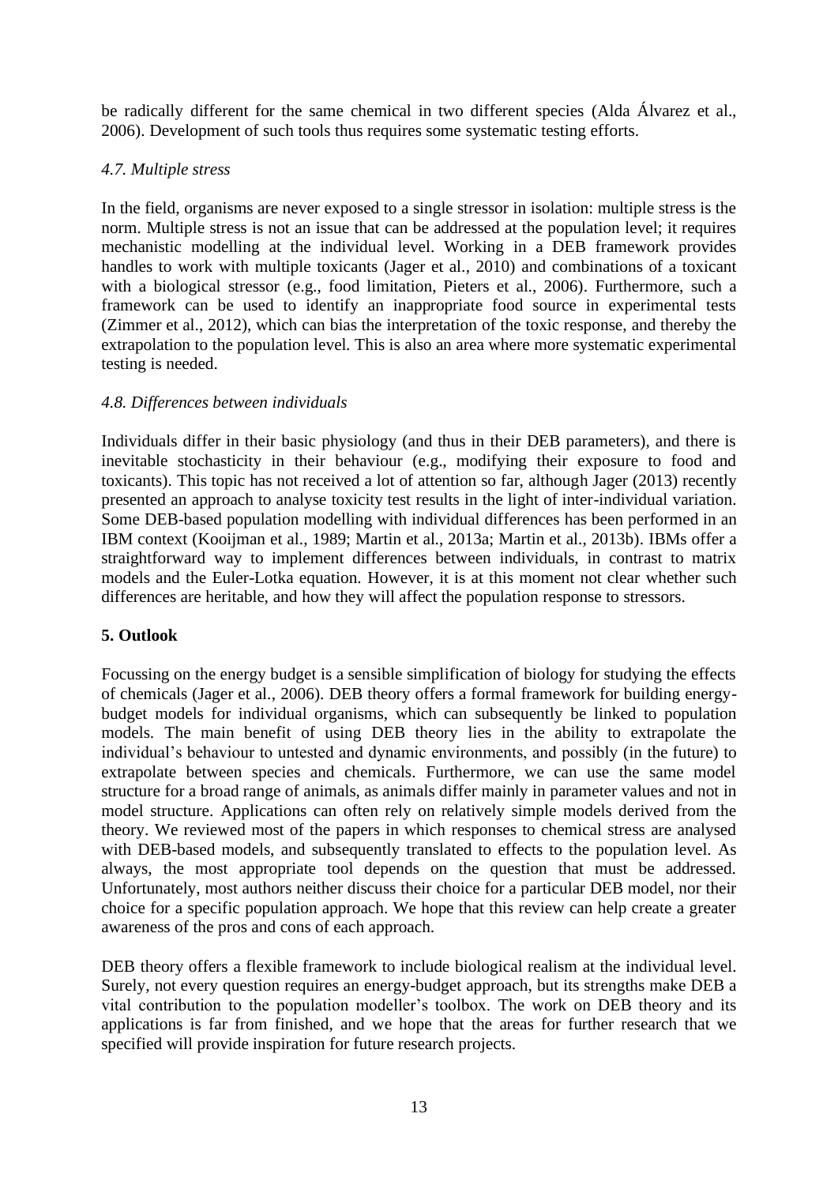be radically different for the same chemical in two different species (Alda Álvarez et al., 2006). Development of such tools thus requires some systematic testing efforts.

### *4.7. Multiple stress*

In the field, organisms are never exposed to a single stressor in isolation: multiple stress is the norm. Multiple stress is not an issue that can be addressed at the population level; it requires mechanistic modelling at the individual level. Working in a DEB framework provides handles to work with multiple toxicants (Jager et al., 2010) and combinations of a toxicant with a biological stressor (e.g., food limitation, Pieters et al., 2006). Furthermore, such a framework can be used to identify an inappropriate food source in experimental tests (Zimmer et al., 2012), which can bias the interpretation of the toxic response, and thereby the extrapolation to the population level. This is also an area where more systematic experimental testing is needed.

### *4.8. Differences between individuals*

Individuals differ in their basic physiology (and thus in their DEB parameters), and there is inevitable stochasticity in their behaviour (e.g., modifying their exposure to food and toxicants). This topic has not received a lot of attention so far, although Jager (2013) recently presented an approach to analyse toxicity test results in the light of inter-individual variation. Some DEB-based population modelling with individual differences has been performed in an IBM context (Kooijman et al., 1989; Martin et al., 2013a; Martin et al., 2013b). IBMs offer a straightforward way to implement differences between individuals, in contrast to matrix models and the Euler-Lotka equation. However, it is at this moment not clear whether such differences are heritable, and how they will affect the population response to stressors.

## **5. Outlook**

Focussing on the energy budget is a sensible simplification of biology for studying the effects of chemicals (Jager et al., 2006). DEB theory offers a formal framework for building energy-budget models for individual organisms, which can subsequently be linked to population models. The main benefit of using DEB theory lies in the ability to extrapolate the individual's behaviour to untested and dynamic environments, and possibly (in the future) to extrapolate between species and chemicals. Furthermore, we can use the same model structure for a broad range of animals, as animals differ mainly in parameter values and not in model structure. Applications can often rely on relatively simple models derived from the theory. We reviewed most of the papers in which responses to chemical stress are analysed with DEB-based models, and subsequently translated to effects to the population level. As always, the most appropriate tool depends on the question that must be addressed. Unfortunately, most authors neither discuss their choice for a particular DEB model, nor their choice for a specific population approach. We hope that this review can help create a greater awareness of the pros and cons of each approach.

DEB theory offers a flexible framework to include biological realism at the individual level. Surely, not every question requires an energy-budget approach, but its strengths make DEB a vital contribution to the population modeller's toolbox. The work on DEB theory and its applications is far from finished, and we hope that the areas for further research that we specified will provide inspiration for future research projects.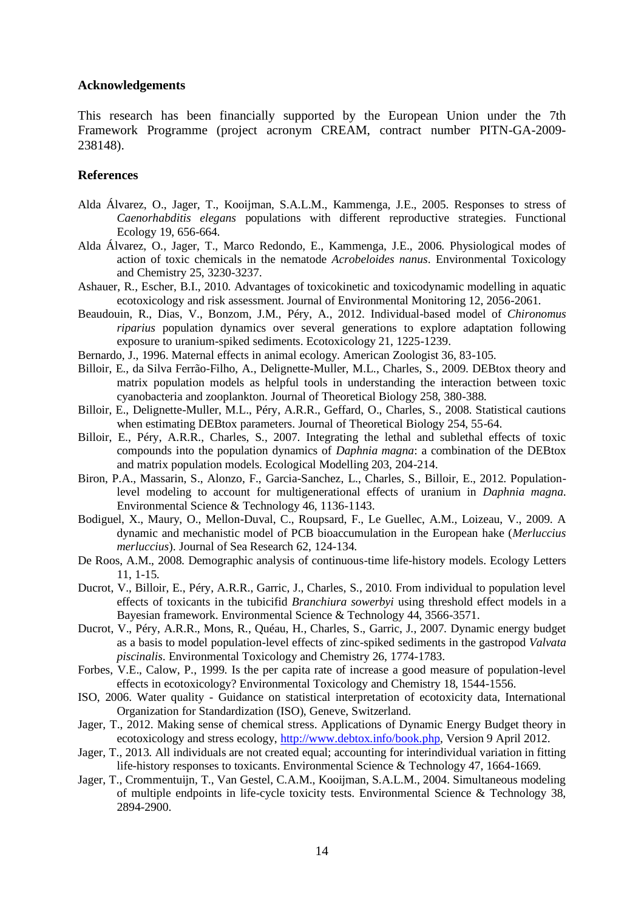## Acknowledgements

This research has been financially supported by the European Union under the 7th Framework Programme (project acronym CREAM, contract number PITN-GA-2009-238148).

## References

Alda Álvarez, O., Jager, T., Kooijman, S.A.L.M., Kammenga, J.E., 2005. Responses to stress of *Caenorhabditis elegans* populations with different reproductive strategies. Functional Ecology 19, 656-664.

Alda Álvarez, O., Jager, T., Marco Redondo, E., Kammenga, J.E., 2006. Physiological modes of action of toxic chemicals in the nematode *Acrobeloides nanus*. Environmental Toxicology and Chemistry 25, 3230-3237.

Ashauer, R., Escher, B.I., 2010. Advantages of toxicokinetic and toxicodynamic modelling in aquatic ecotoxicology and risk assessment. Journal of Environmental Monitoring 12, 2056-2061.

Beaudouin, R., Dias, V., Bonzom, J.M., Péry, A., 2012. Individual-based model of *Chironomus riparius* population dynamics over several generations to explore adaptation following exposure to uranium-spiked sediments. Ecotoxicology 21, 1225-1239.

Bernardo, J., 1996. Maternal effects in animal ecology. American Zoologist 36, 83-105.

Billoir, E., da Silva Ferrão-Filho, A., Delignette-Muller, M.L., Charles, S., 2009. DEBtox theory and matrix population models as helpful tools in understanding the interaction between toxic cyanobacteria and zooplankton. Journal of Theoretical Biology 258, 380-388.

Billoir, E., Delignette-Muller, M.L., Péry, A.R.R., Geffard, O., Charles, S., 2008. Statistical cautions when estimating DEBtox parameters. Journal of Theoretical Biology 254, 55-64.

Billoir, E., Péry, A.R.R., Charles, S., 2007. Integrating the lethal and sublethal effects of toxic compounds into the population dynamics of *Daphnia magna*: a combination of the DEBtox and matrix population models. Ecological Modelling 203, 204-214.

Biron, P.A., Massarin, S., Alonzo, F., Garcia-Sanchez, L., Charles, S., Billoir, E., 2012. Population-level modeling to account for multigenerational effects of uranium in *Daphnia magna*. Environmental Science & Technology 46, 1136-1143.

Bodiguel, X., Maury, O., Mellon-Duval, C., Roupsard, F., Le Guellec, A.M., Loizeau, V., 2009. A dynamic and mechanistic model of PCB bioaccumulation in the European hake (*Merluccius merluccius*). Journal of Sea Research 62, 124-134.

De Roos, A.M., 2008. Demographic analysis of continuous-time life-history models. Ecology Letters 11, 1-15.

Ducrot, V., Billoir, E., Péry, A.R.R., Garric, J., Charles, S., 2010. From individual to population level effects of toxicants in the tubicifid *Branchiura sowerbyi* using threshold effect models in a Bayesian framework. Environmental Science & Technology 44, 3566-3571.

Ducrot, V., Péry, A.R.R., Mons, R., Quéau, H., Charles, S., Garric, J., 2007. Dynamic energy budget as a basis to model population-level effects of zinc-spiked sediments in the gastropod *Valvata piscinalis*. Environmental Toxicology and Chemistry 26, 1774-1783.

Forbes, V.E., Calow, P., 1999. Is the per capita rate of increase a good measure of population-level effects in ecotoxicology? Environmental Toxicology and Chemistry 18, 1544-1556.

ISO, 2006. Water quality - Guidance on statistical interpretation of ecotoxicity data, International Organization for Standardization (ISO), Geneve, Switzerland.

Jager, T., 2012. Making sense of chemical stress. Applications of Dynamic Energy Budget theory in ecotoxicology and stress ecology, http://www.debtox.info/book.php, Version 9 April 2012.

Jager, T., 2013. All individuals are not created equal; accounting for interindividual variation in fitting life-history responses to toxicants. Environmental Science & Technology 47, 1664-1669.

Jager, T., Crommentuijn, T., Van Gestel, C.A.M., Kooijman, S.A.L.M., 2004. Simultaneous modeling of multiple endpoints in life-cycle toxicity tests. Environmental Science & Technology 38, 2894-2900.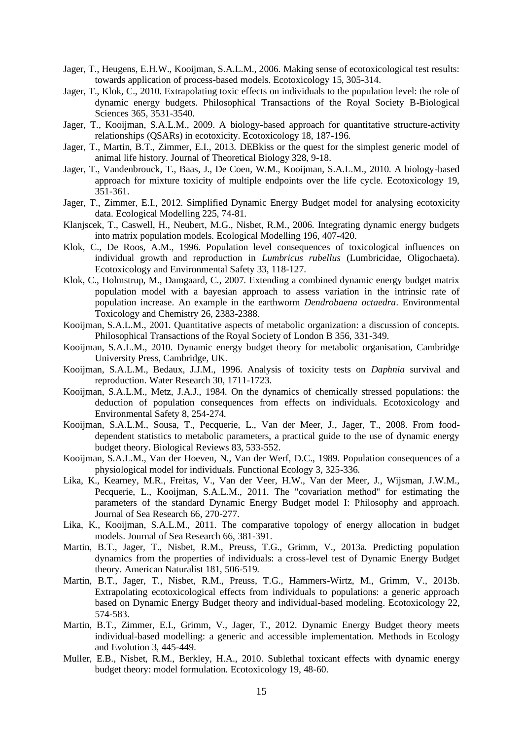Jager, T., Heugens, E.H.W., Kooijman, S.A.L.M., 2006. Making sense of ecotoxicological test results: towards application of process-based models. Ecotoxicology 15, 305-314.

Jager, T., Klok, C., 2010. Extrapolating toxic effects on individuals to the population level: the role of dynamic energy budgets. Philosophical Transactions of the Royal Society B-Biological Sciences 365, 3531-3540.

Jager, T., Kooijman, S.A.L.M., 2009. A biology-based approach for quantitative structure-activity relationships (QSARs) in ecotoxicity. Ecotoxicology 18, 187-196.

Jager, T., Martin, B.T., Zimmer, E.I., 2013. DEBkiss or the quest for the simplest generic model of animal life history. Journal of Theoretical Biology 328, 9-18.

Jager, T., Vandenbrouck, T., Baas, J., De Coen, W.M., Kooijman, S.A.L.M., 2010. A biology-based approach for mixture toxicity of multiple endpoints over the life cycle. Ecotoxicology 19, 351-361.

Jager, T., Zimmer, E.I., 2012. Simplified Dynamic Energy Budget model for analysing ecotoxicity data. Ecological Modelling 225, 74-81.

Klanjscek, T., Caswell, H., Neubert, M.G., Nisbet, R.M., 2006. Integrating dynamic energy budgets into matrix population models. Ecological Modelling 196, 407-420.

Klok, C., De Roos, A.M., 1996. Population level consequences of toxicological influences on individual growth and reproduction in *Lumbricus rubellus* (Lumbricidae, Oligochaeta). Ecotoxicology and Environmental Safety 33, 118-127.

Klok, C., Holmstrup, M., Damgaard, C., 2007. Extending a combined dynamic energy budget matrix population model with a bayesian approach to assess variation in the intrinsic rate of population increase. An example in the earthworm *Dendrobaena octaedra*. Environmental Toxicology and Chemistry 26, 2383-2388.

Kooijman, S.A.L.M., 2001. Quantitative aspects of metabolic organization: a discussion of concepts. Philosophical Transactions of the Royal Society of London B 356, 331-349.

Kooijman, S.A.L.M., 2010. Dynamic energy budget theory for metabolic organisation, Cambridge University Press, Cambridge, UK.

Kooijman, S.A.L.M., Bedaux, J.J.M., 1996. Analysis of toxicity tests on *Daphnia* survival and reproduction. Water Research 30, 1711-1723.

Kooijman, S.A.L.M., Metz, J.A.J., 1984. On the dynamics of chemically stressed populations: the deduction of population consequences from effects on individuals. Ecotoxicology and Environmental Safety 8, 254-274.

Kooijman, S.A.L.M., Sousa, T., Pecquerie, L., Van der Meer, J., Jager, T., 2008. From food-dependent statistics to metabolic parameters, a practical guide to the use of dynamic energy budget theory. Biological Reviews 83, 533-552.

Kooijman, S.A.L.M., Van der Hoeven, N., Van der Werf, D.C., 1989. Population consequences of a physiological model for individuals. Functional Ecology 3, 325-336.

Lika, K., Kearney, M.R., Freitas, V., Van der Veer, H.W., Van der Meer, J., Wijsman, J.W.M., Pecquerie, L., Kooijman, S.A.L.M., 2011. The "covariation method" for estimating the parameters of the standard Dynamic Energy Budget model I: Philosophy and approach. Journal of Sea Research 66, 270-277.

Lika, K., Kooijman, S.A.L.M., 2011. The comparative topology of energy allocation in budget models. Journal of Sea Research 66, 381-391.

Martin, B.T., Jager, T., Nisbet, R.M., Preuss, T.G., Grimm, V., 2013a. Predicting population dynamics from the properties of individuals: a cross-level test of Dynamic Energy Budget theory. American Naturalist 181, 506-519.

Martin, B.T., Jager, T., Nisbet, R.M., Preuss, T.G., Hammers-Wirtz, M., Grimm, V., 2013b. Extrapolating ecotoxicological effects from individuals to populations: a generic approach based on Dynamic Energy Budget theory and individual-based modeling. Ecotoxicology 22, 574-583.

Martin, B.T., Zimmer, E.I., Grimm, V., Jager, T., 2012. Dynamic Energy Budget theory meets individual-based modelling: a generic and accessible implementation. Methods in Ecology and Evolution 3, 445-449.

Muller, E.B., Nisbet, R.M., Berkley, H.A., 2010. Sublethal toxicant effects with dynamic energy budget theory: model formulation. Ecotoxicology 19, 48-60.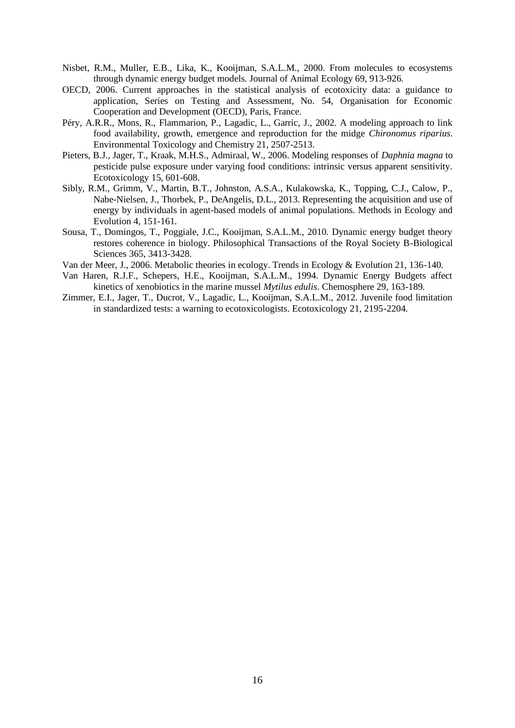Nisbet, R.M., Muller, E.B., Lika, K., Kooijman, S.A.L.M., 2000. From molecules to ecosystems through dynamic energy budget models. Journal of Animal Ecology 69, 913-926.

OECD, 2006. Current approaches in the statistical analysis of ecotoxicity data: a guidance to application, Series on Testing and Assessment, No. 54, Organisation for Economic Cooperation and Development (OECD), Paris, France.

Péry, A.R.R., Mons, R., Flammarion, P., Lagadic, L., Garric, J., 2002. A modeling approach to link food availability, growth, emergence and reproduction for the midge *Chironomus riparius*. Environmental Toxicology and Chemistry 21, 2507-2513.

Pieters, B.J., Jager, T., Kraak, M.H.S., Admiraal, W., 2006. Modeling responses of *Daphnia magna* to pesticide pulse exposure under varying food conditions: intrinsic versus apparent sensitivity. Ecotoxicology 15, 601-608.

Sibly, R.M., Grimm, V., Martin, B.T., Johnston, A.S.A., Kulakowska, K., Topping, C.J., Calow, P., Nabe-Nielsen, J., Thorbek, P., DeAngelis, D.L., 2013. Representing the acquisition and use of energy by individuals in agent-based models of animal populations. Methods in Ecology and Evolution 4, 151-161.

Sousa, T., Domingos, T., Poggiale, J.C., Kooijman, S.A.L.M., 2010. Dynamic energy budget theory restores coherence in biology. Philosophical Transactions of the Royal Society B-Biological Sciences 365, 3413-3428.

Van der Meer, J., 2006. Metabolic theories in ecology. Trends in Ecology & Evolution 21, 136-140.

Van Haren, R.J.F., Schepers, H.E., Kooijman, S.A.L.M., 1994. Dynamic Energy Budgets affect kinetics of xenobiotics in the marine mussel *Mytilus edulis*. Chemosphere 29, 163-189.

Zimmer, E.I., Jager, T., Ducrot, V., Lagadic, L., Kooijman, S.A.L.M., 2012. Juvenile food limitation in standardized tests: a warning to ecotoxicologists. Ecotoxicology 21, 2195-2204.